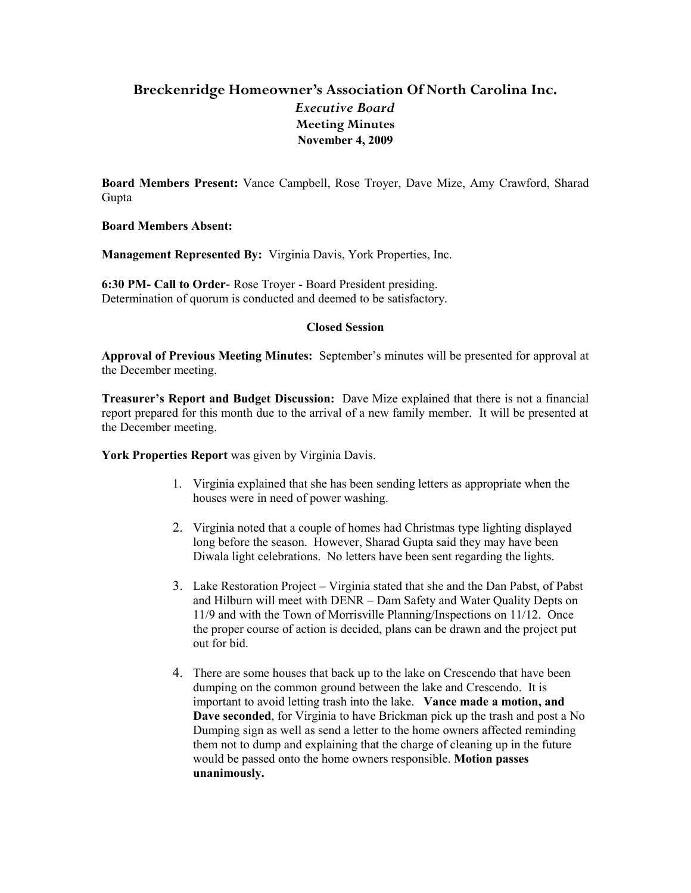# Breckenridge Homeowner's Association Of North Carolina Inc.

## *Executive Board*

### Meeting Minutes

### November 4, 2009

**Board Members Present:** Vance Campbell, Rose Troyer, Dave Mize, Amy Crawford, Sharad Gupta

**Board Members Absent:**

**Management Represented By:** Virginia Davis, York Properties, Inc.

**6:30 PM- Call to Order**- Rose Troyer - Board President presiding.
Determination of quorum is conducted and deemed to be satisfactory.

**Closed Session**

**Approval of Previous Meeting Minutes:** September's minutes will be presented for approval at the December meeting.

**Treasurer's Report and Budget Discussion:** Dave Mize explained that there is not a financial report prepared for this month due to the arrival of a new family member. It will be presented at the December meeting.

**York Properties Report** was given by Virginia Davis.

1. Virginia explained that she has been sending letters as appropriate when the houses were in need of power washing.

2. Virginia noted that a couple of homes had Christmas type lighting displayed long before the season. However, Sharad Gupta said they may have been Diwala light celebrations. No letters have been sent regarding the lights.

3. Lake Restoration Project – Virginia stated that she and the Dan Pabst, of Pabst and Hilburn will meet with DENR – Dam Safety and Water Quality Depts on 11/9 and with the Town of Morrisville Planning/Inspections on 11/12. Once the proper course of action is decided, plans can be drawn and the project put out for bid.

4. There are some houses that back up to the lake on Crescendo that have been dumping on the common ground between the lake and Crescendo. It is important to avoid letting trash into the lake. **Vance made a motion, and Dave seconded**, for Virginia to have Brickman pick up the trash and post a No Dumping sign as well as send a letter to the home owners affected reminding them not to dump and explaining that the charge of cleaning up in the future would be passed onto the home owners responsible. **Motion passes unanimously.**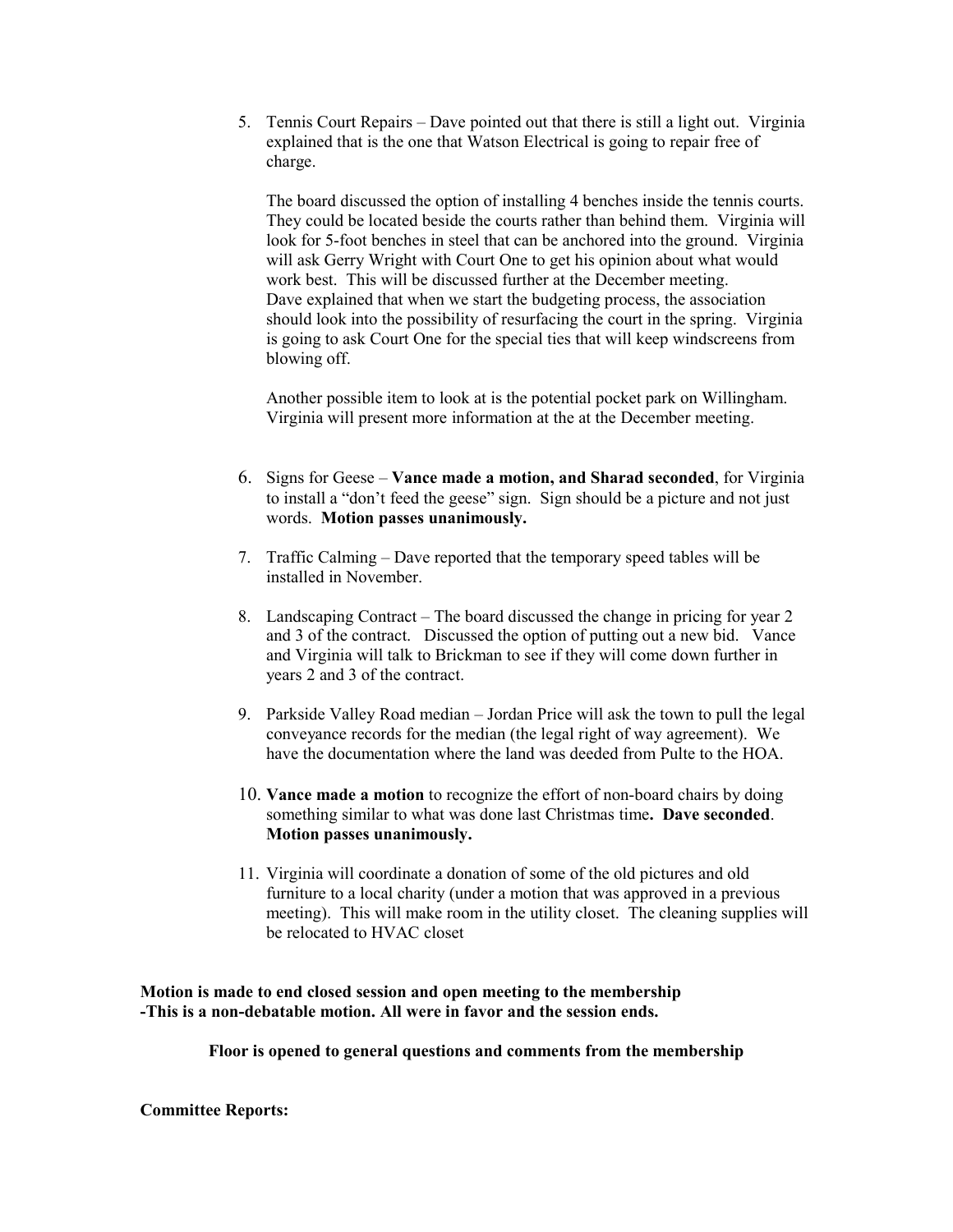5. Tennis Court Repairs – Dave pointed out that there is still a light out. Virginia explained that is the one that Watson Electrical is going to repair free of charge.

   The board discussed the option of installing 4 benches inside the tennis courts. They could be located beside the courts rather than behind them. Virginia will look for 5-foot benches in steel that can be anchored into the ground. Virginia will ask Gerry Wright with Court One to get his opinion about what would work best. This will be discussed further at the December meeting. Dave explained that when we start the budgeting process, the association should look into the possibility of resurfacing the court in the spring. Virginia is going to ask Court One for the special ties that will keep windscreens from blowing off.

   Another possible item to look at is the potential pocket park on Willingham. Virginia will present more information at the at the December meeting.

6. Signs for Geese – **Vance made a motion, and Sharad seconded**, for Virginia to install a "don't feed the geese" sign. Sign should be a picture and not just words. **Motion passes unanimously.**

7. Traffic Calming – Dave reported that the temporary speed tables will be installed in November.

8. Landscaping Contract – The board discussed the change in pricing for year 2 and 3 of the contract. Discussed the option of putting out a new bid. Vance and Virginia will talk to Brickman to see if they will come down further in years 2 and 3 of the contract.

9. Parkside Valley Road median – Jordan Price will ask the town to pull the legal conveyance records for the median (the legal right of way agreement). We have the documentation where the land was deeded from Pulte to the HOA.

10. **Vance made a motion** to recognize the effort of non-board chairs by doing something similar to what was done last Christmas time**. Dave seconded**. **Motion passes unanimously.**

11. Virginia will coordinate a donation of some of the old pictures and old furniture to a local charity (under a motion that was approved in a previous meeting). This will make room in the utility closet. The cleaning supplies will be relocated to HVAC closet

**Motion is made to end closed session and open meeting to the membership**
**-This is a non-debatable motion. All were in favor and the session ends.**

**Floor is opened to general questions and comments from the membership**

**Committee Reports:**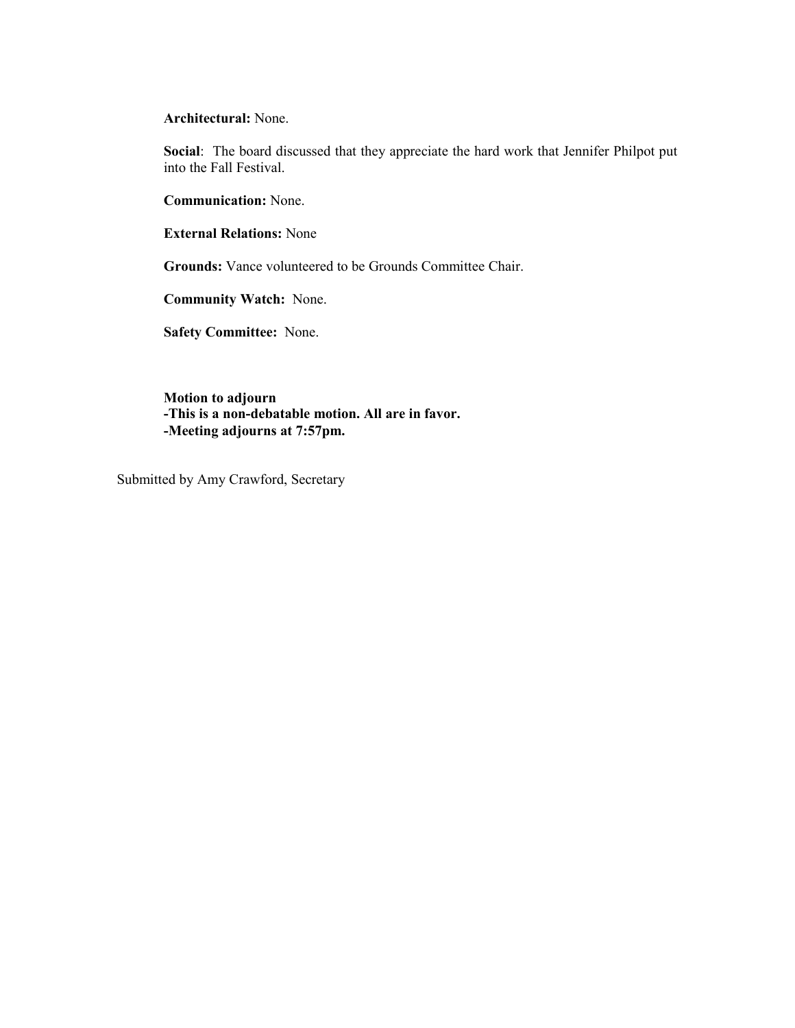**Architectural:** None.

**Social**: The board discussed that they appreciate the hard work that Jennifer Philpot put into the Fall Festival.

**Communication:** None.

**External Relations:** None

**Grounds:** Vance volunteered to be Grounds Committee Chair.

**Community Watch:** None.

**Safety Committee:** None.

**Motion to adjourn**
**-This is a non-debatable motion. All are in favor.**
**-Meeting adjourns at 7:57pm.**

Submitted by Amy Crawford, Secretary